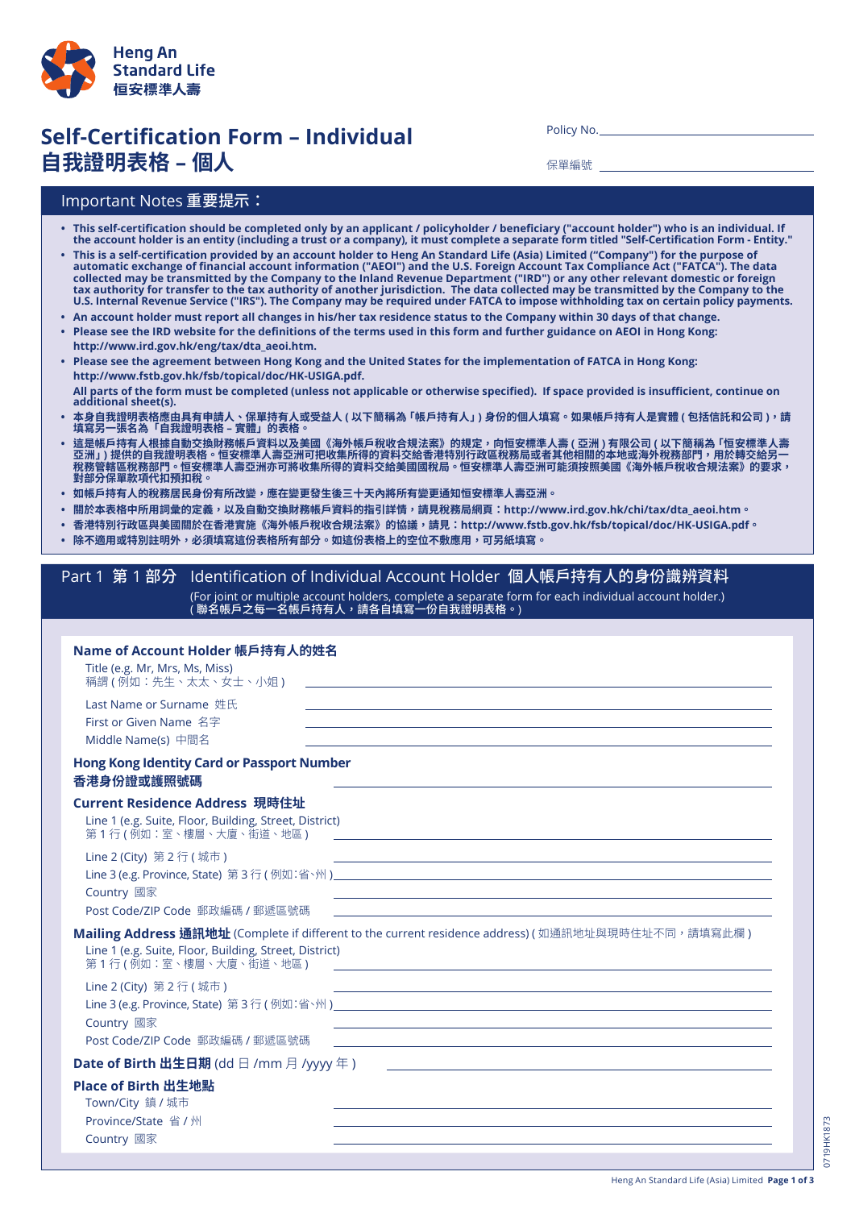Heng An Standard Life
恒安標準人壽

# Self-Certification Form – Individual
# 自我證明表格 – 個人

Policy No. ____________________

保單編號 ____________________

## Important Notes 重要提示：

- **This self-certification should be completed only by an applicant / policyholder / beneficiary ("account holder") who is an individual. If the account holder is an entity (including a trust or a company), it must complete a separate form titled "Self-Certification Form - Entity."**
- **This is a self-certification provided by an account holder to Heng An Standard Life (Asia) Limited ("Company") for the purpose of automatic exchange of financial account information ("AEOI") and the U.S. Foreign Account Tax Compliance Act ("FATCA"). The data collected may be transmitted by the Company to the Inland Revenue Department ("IRD") or any other relevant domestic or foreign tax authority for transfer to the tax authority of another jurisdiction. The data collected may be transmitted by the Company to the U.S. Internal Revenue Service ("IRS"). The Company may be required under FATCA to impose withholding tax on certain policy payments.**
- **An account holder must report all changes in his/her tax residence status to the Company within 30 days of that change.**
- **Please see the IRD website for the definitions of the terms used in this form and further guidance on AEOI in Hong Kong: http://www.ird.gov.hk/eng/tax/dta_aeoi.htm.**
- **Please see the agreement between Hong Kong and the United States for the implementation of FATCA in Hong Kong: http://www.fstb.gov.hk/fsb/topical/doc/HK-USIGA.pdf.**

  **All parts of the form must be completed (unless not applicable or otherwise specified). If space provided is insufficient, continue on additional sheet(s).**
- **本身自我證明表格應由具有申請人、保單持有人或受益人 ( 以下簡稱為「帳戶持有人」) 身份的個人填寫。如果帳戶持有人是實體 ( 包括信託和公司 )，請填寫另一張名為「自我證明表格 – 實體」的表格。**
- **這是帳戶持有人根據自動交換財務帳戶資料以及美國《海外帳戶稅收合規法案》的規定，向恒安標準人壽 ( 亞洲 ) 有限公司 ( 以下簡稱為「恒安標準人壽亞洲」) 提供的自我證明表格。恒安標準人壽亞洲可把收集所得的資料交給香港特別行政區稅務局或者其他相關的本地或海外稅務部門，用於轉交給另一稅務管轄區稅務部門。恒安標準人壽亞洲亦可將收集所得的資料交給美國國稅局。恒安標準人壽亞洲可能須按照美國《海外帳戶稅收合規法案》的要求，對部分保單款項代扣預扣稅。**
- **如帳戶持有人的稅務居民身份有所改變，應在變更發生後三十天內將所有變更通知恒安標準人壽亞洲。**
- **關於本表格中所用詞彙的定義，以及自動交換財務帳戶資料的指引詳情，請見稅務局網頁：http://www.ird.gov.hk/chi/tax/dta_aeoi.htm。**
- **香港特別行政區與美國關於在香港實施《海外帳戶稅收合規法案》的協議，請見：http://www.fstb.gov.hk/fsb/topical/doc/HK-USIGA.pdf。**
- **除不適用或特別註明外，必須填寫這份表格所有部分。如這份表格上的空位不敷應用，可另紙填寫。**

## Part 1 第 1 部分 Identification of Individual Account Holder 個人帳戶持有人的身份識辨資料

(For joint or multiple account holders, complete a separate form for each individual account holder.)
( 聯名帳戶之每一名帳戶持有人，請各自填寫一份自我證明表格。)

### Name of Account Holder 帳戶持有人的姓名

Title (e.g. Mr, Mrs, Ms, Miss)
稱謂 ( 例如：先生、太太、女士、小姐 ) ____________________

Last Name or Surname 姓氏 ____________________

First or Given Name 名字 ____________________

Middle Name(s) 中間名 ____________________

### Hong Kong Identity Card or Passport Number 香港身份證或護照號碼 ____________________

### Current Residence Address 現時住址

Line 1 (e.g. Suite, Floor, Building, Street, District)
第 1 行 ( 例如：室、樓層、大廈、街道、地區 ) ____________________

Line 2 (City) 第 2 行 ( 城市 ) ____________________

Line 3 (e.g. Province, State) 第 3 行 ( 例如：省、州 ) ____________________

Country 國家 ____________________

Post Code/ZIP Code 郵政編碼 / 郵遞區號碼 ____________________

### Mailing Address 通訊地址 (Complete if different to the current residence address) ( 如通訊地址與現時住址不同，請填寫此欄 )

Line 1 (e.g. Suite, Floor, Building, Street, District)
第 1 行 ( 例如：室、樓層、大廈、街道、地區 ) ____________________

Line 2 (City) 第 2 行 ( 城市 ) ____________________

Line 3 (e.g. Province, State) 第 3 行 ( 例如：省、州 ) ____________________

Country 國家 ____________________

Post Code/ZIP Code 郵政編碼 / 郵遞區號碼 ____________________

### Date of Birth 出生日期 (dd 日 /mm 月 /yyyy 年 ) ____________________

### Place of Birth 出生地點

Town/City 鎮 / 城市 ____________________

Province/State 省 / 州 ____________________

Country 國家 ____________________

0719HK1873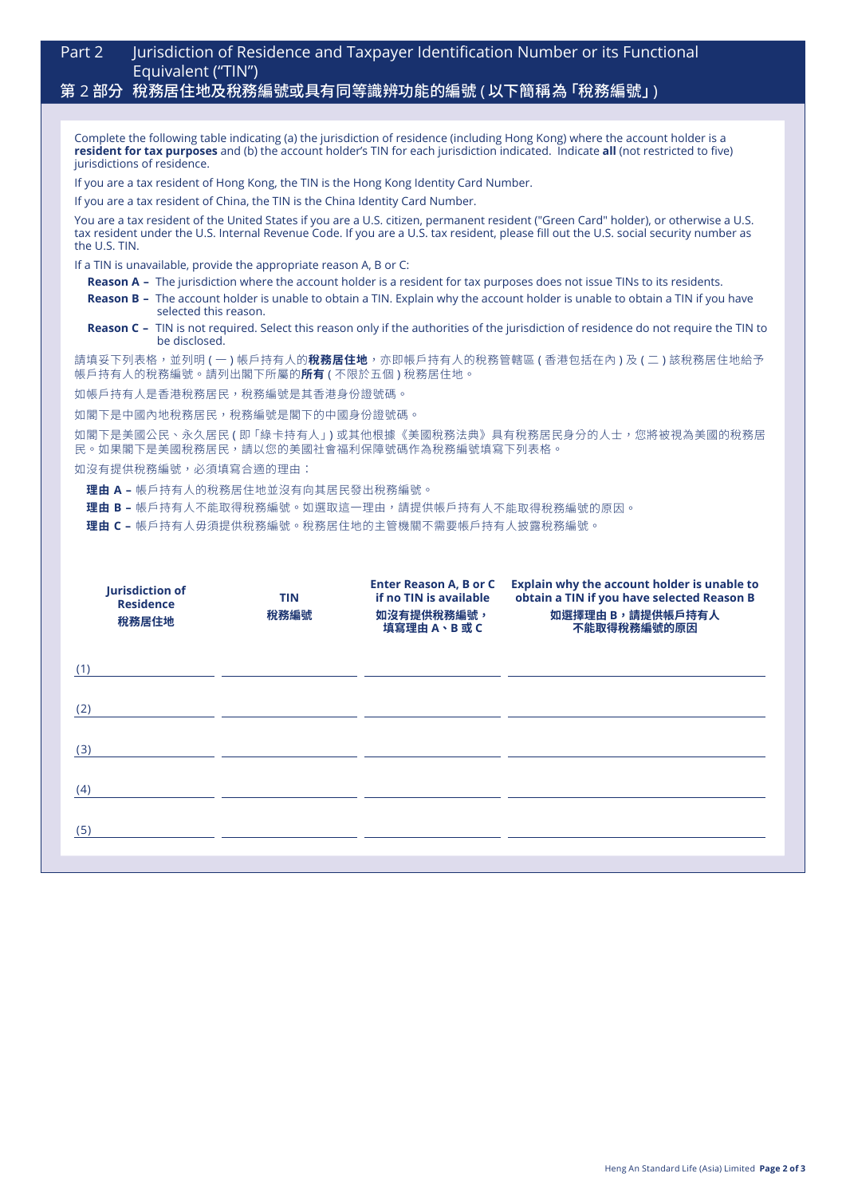## Part 2 Jurisdiction of Residence and Taxpayer Identification Number or its Functional Equivalent ("TIN")

## 第 2 部分 稅務居住地及稅務編號或具有同等識辨功能的編號 ( 以下簡稱為「稅務編號」)

Complete the following table indicating (a) the jurisdiction of residence (including Hong Kong) where the account holder is a **resident for tax purposes** and (b) the account holder's TIN for each jurisdiction indicated. Indicate **all** (not restricted to five) jurisdictions of residence.

If you are a tax resident of Hong Kong, the TIN is the Hong Kong Identity Card Number.

If you are a tax resident of China, the TIN is the China Identity Card Number.

You are a tax resident of the United States if you are a U.S. citizen, permanent resident ("Green Card" holder), or otherwise a U.S. tax resident under the U.S. Internal Revenue Code. If you are a U.S. tax resident, please fill out the U.S. social security number as the U.S. TIN.

If a TIN is unavailable, provide the appropriate reason A, B or C:

- **Reason A –** The jurisdiction where the account holder is a resident for tax purposes does not issue TINs to its residents.
- **Reason B –** The account holder is unable to obtain a TIN. Explain why the account holder is unable to obtain a TIN if you have selected this reason.
- **Reason C –** TIN is not required. Select this reason only if the authorities of the jurisdiction of residence do not require the TIN to be disclosed.

請填妥下列表格，並列明 ( 一 ) 帳戶持有人的**稅務居住地**，亦即帳戶持有人的稅務管轄區 ( 香港包括在內 ) 及 ( 二 ) 該稅務居住地給予帳戶持有人的稅務編號。請列出閣下所屬的**所有** ( 不限於五個 ) 稅務居住地。

如帳戶持有人是香港稅務居民，稅務編號是其香港身份證號碼。

如閣下是中國內地稅務居民，稅務編號是閣下的中國身份證號碼。

如閣下是美國公民、永久居民 ( 即「綠卡持有人」) 或其他根據《美國稅務法典》具有稅務居民身分的人士，您將被視為美國的稅務居民。如果閣下是美國稅務居民，請以您的美國社會福利保障號碼作為稅務編號填寫下列表格。

如沒有提供稅務編號，必須填寫合適的理由：

- **理由 A –** 帳戶持有人的稅務居住地並沒有向其居民發出稅務編號。
- **理由 B –** 帳戶持有人不能取得稅務編號。如選取這一理由，請提供帳戶持有人不能取得稅務編號的原因。
- **理由 C –** 帳戶持有人毋須提供稅務編號。稅務居住地的主管機關不需要帳戶持有人披露稅務編號。

| Jurisdiction of Residence 稅務居住地 | TIN 稅務編號 | Enter Reason A, B or C if no TIN is available 如沒有提供稅務編號，填寫理由 A、B 或 C | Explain why the account holder is unable to obtain a TIN if you have selected Reason B 如選擇理由 B，請提供帳戶持有人不能取得稅務編號的原因 |
|---|---|---|---|
| (1) | | | |
| (2) | | | |
| (3) | | | |
| (4) | | | |
| (5) | | | |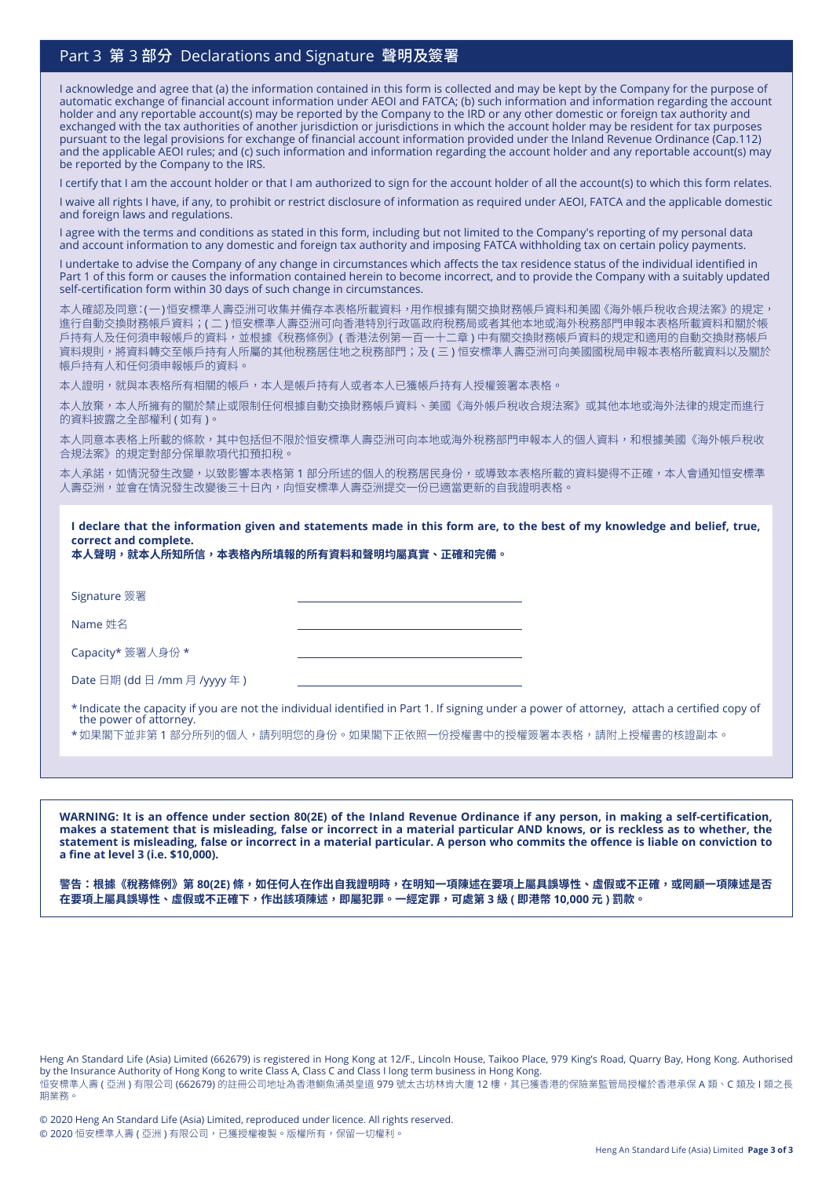## Part 3 第 3 部分 Declarations and Signature 聲明及簽署

I acknowledge and agree that (a) the information contained in this form is collected and may be kept by the Company for the purpose of automatic exchange of financial account information under AEOI and FATCA; (b) such information and information regarding the account holder and any reportable account(s) may be reported by the Company to the IRD or any other domestic or foreign tax authority and exchanged with the tax authorities of another jurisdiction or jurisdictions in which the account holder may be resident for tax purposes pursuant to the legal provisions for exchange of financial account information provided under the Inland Revenue Ordinance (Cap.112) and the applicable AEOI rules; and (c) such information and information regarding the account holder and any reportable account(s) may be reported by the Company to the IRS.

I certify that I am the account holder or that I am authorized to sign for the account holder of all the account(s) to which this form relates.

I waive all rights I have, if any, to prohibit or restrict disclosure of information as required under AEOI, FATCA and the applicable domestic and foreign laws and regulations.

I agree with the terms and conditions as stated in this form, including but not limited to the Company's reporting of my personal data and account information to any domestic and foreign tax authority and imposing FATCA withholding tax on certain policy payments.

I undertake to advise the Company of any change in circumstances which affects the tax residence status of the individual identified in Part 1 of this form or causes the information contained herein to become incorrect, and to provide the Company with a suitably updated self-certification form within 30 days of such change in circumstances.

本人確認及同意：(一)恒安標準人壽亞洲可收集并備存本表格所載資料，用作根據有關交換財務帳戶資料和美國《海外帳戶稅收合規法案》的規定，進行自動交換財務帳戶資料；(二)恒安標準人壽亞洲可向香港特別行政區政府稅務局或者其他本地或海外稅務部門申報本表格所載資料和關於帳戶持有人及任何須申報帳戶的資料，並根據《稅務條例》(香港法例第一百一十二章)中有關交換財務帳戶資料的規定和適用的自動交換財務帳戶資料規則，將資料轉交至帳戶持有人所屬的其他稅務居住地之稅務部門；及(三)恒安標準人壽亞洲可向美國國稅局申報本表格所載資料以及關於帳戶持有人和任何須申報帳戶的資料。

本人證明，就與本表格所有相關的帳戶，本人是帳戶持有人或者本人已獲帳戶持有人授權簽署本表格。

本人放棄，本人所擁有的關於禁止或限制任何根據自動交換財務帳戶資料、美國《海外帳戶稅收合規法案》或其他本地或海外法律的規定而進行的資料披露之全部權利(如有)。

本人同意本表格上所載的條款，其中包括但不限於恒安標準人壽亞洲可向本地或海外稅務部門申報本人的個人資料，和根據美國《海外帳戶稅收合規法案》的規定對部分保單款項代扣預扣稅。

本人承諾，如情況發生改變，以致影響本表格第 1 部分所述的個人的稅務居民身份，或導致本表格所載的資料變得不正確，本人會通知恒安標準人壽亞洲，並會在情況發生改變後三十日內，向恒安標準人壽亞洲提交一份已適當更新的自我證明表格。

**I declare that the information given and statements made in this form are, to the best of my knowledge and belief, true, correct and complete.**
**本人聲明，就本人所知所信，本表格內所填報的所有資料和聲明均屬真實、正確和完備。**

Signature 簽署 ____________________

Name 姓名 ____________________

Capacity* 簽署人身份 * ____________________

Date 日期 (dd 日 /mm 月 /yyyy 年 ) ____________________

* Indicate the capacity if you are not the individual identified in Part 1. If signing under a power of attorney, attach a certified copy of the power of attorney.
* 如果閣下並非第 1 部分所列的個人，請列明您的身份。如果閣下正依照一份授權書中的授權簽署本表格，請附上授權書的核證副本。

**WARNING: It is an offence under section 80(2E) of the Inland Revenue Ordinance if any person, in making a self-certification, makes a statement that is misleading, false or incorrect in a material particular AND knows, or is reckless as to whether, the statement is misleading, false or incorrect in a material particular. A person who commits the offence is liable on conviction to a fine at level 3 (i.e. $10,000).**

**警告：根據《稅務條例》第 80(2E) 條，如任何人在作出自我證明時，在明知一項陳述在要項上屬具誤導性、虛假或不正確，或罔顧一項陳述是否在要項上屬具誤導性、虛假或不正確下，作出該項陳述，即屬犯罪。一經定罪，可處第 3 級 (即港幣 10,000 元) 罰款。**

Heng An Standard Life (Asia) Limited (662679) is registered in Hong Kong at 12/F., Lincoln House, Taikoo Place, 979 King's Road, Quarry Bay, Hong Kong. Authorised by the Insurance Authority of Hong Kong to write Class A, Class C and Class I long term business in Hong Kong.
恒安標準人壽 ( 亞洲 ) 有限公司 (662679) 的註冊公司地址為香港鰂魚涌英皇道 979 號太古坊林肯大廈 12 樓，其已獲香港的保險業監管局授權於香港承保 A 類、C 類及 I 類之長期業務。

© 2020 Heng An Standard Life (Asia) Limited, reproduced under licence. All rights reserved.
© 2020 恒安標準人壽 ( 亞洲 ) 有限公司，已獲授權複製。版權所有，保留一切權利。